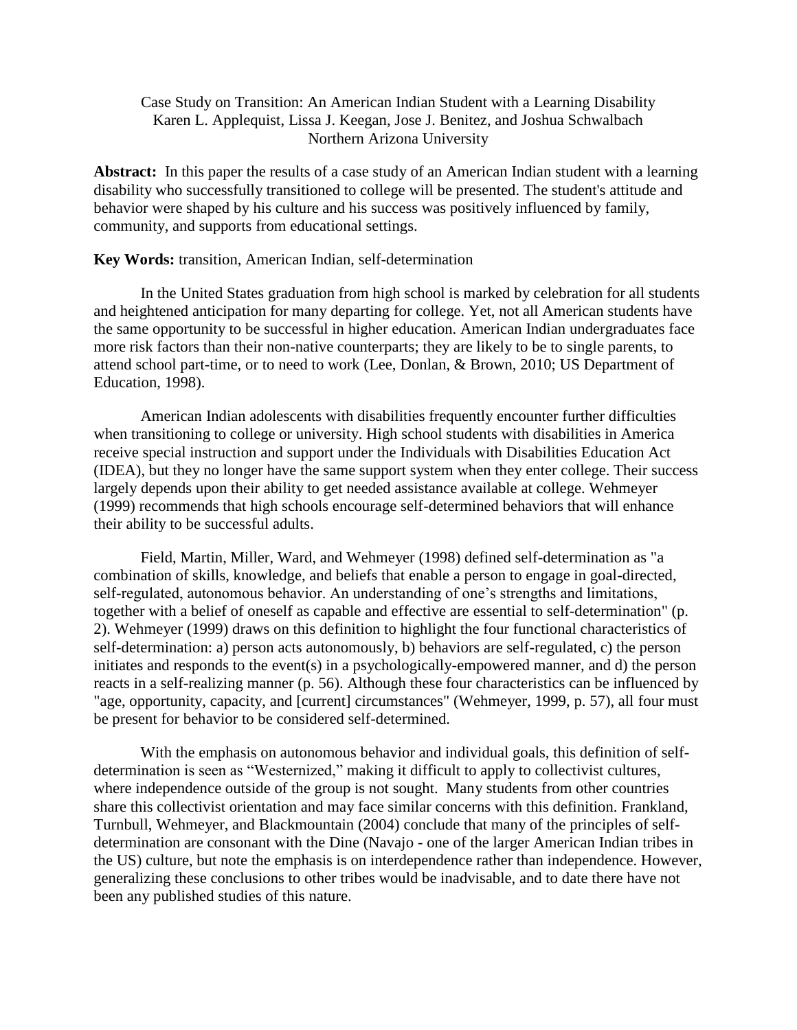# Case Study on Transition: An American Indian Student with a Learning Disability

Karen L. Applequist, Lissa J. Keegan, Jose J. Benitez, and Joshua Schwalbach
Northern Arizona University

**Abstract:** In this paper the results of a case study of an American Indian student with a learning disability who successfully transitioned to college will be presented. The student's attitude and behavior were shaped by his culture and his success was positively influenced by family, community, and supports from educational settings.

**Key Words:** transition, American Indian, self-determination

In the United States graduation from high school is marked by celebration for all students and heightened anticipation for many departing for college. Yet, not all American students have the same opportunity to be successful in higher education. American Indian undergraduates face more risk factors than their non-native counterparts; they are likely to be to single parents, to attend school part-time, or to need to work (Lee, Donlan, & Brown, 2010; US Department of Education, 1998).

American Indian adolescents with disabilities frequently encounter further difficulties when transitioning to college or university. High school students with disabilities in America receive special instruction and support under the Individuals with Disabilities Education Act (IDEA), but they no longer have the same support system when they enter college. Their success largely depends upon their ability to get needed assistance available at college. Wehmeyer (1999) recommends that high schools encourage self-determined behaviors that will enhance their ability to be successful adults.

Field, Martin, Miller, Ward, and Wehmeyer (1998) defined self-determination as "a combination of skills, knowledge, and beliefs that enable a person to engage in goal-directed, self-regulated, autonomous behavior. An understanding of one's strengths and limitations, together with a belief of oneself as capable and effective are essential to self-determination" (p. 2). Wehmeyer (1999) draws on this definition to highlight the four functional characteristics of self-determination: a) person acts autonomously, b) behaviors are self-regulated, c) the person initiates and responds to the event(s) in a psychologically-empowered manner, and d) the person reacts in a self-realizing manner (p. 56). Although these four characteristics can be influenced by "age, opportunity, capacity, and [current] circumstances" (Wehmeyer, 1999, p. 57), all four must be present for behavior to be considered self-determined.

With the emphasis on autonomous behavior and individual goals, this definition of self-determination is seen as "Westernized," making it difficult to apply to collectivist cultures, where independence outside of the group is not sought. Many students from other countries share this collectivist orientation and may face similar concerns with this definition. Frankland, Turnbull, Wehmeyer, and Blackmountain (2004) conclude that many of the principles of self-determination are consonant with the Dine (Navajo - one of the larger American Indian tribes in the US) culture, but note the emphasis is on interdependence rather than independence. However, generalizing these conclusions to other tribes would be inadvisable, and to date there have not been any published studies of this nature.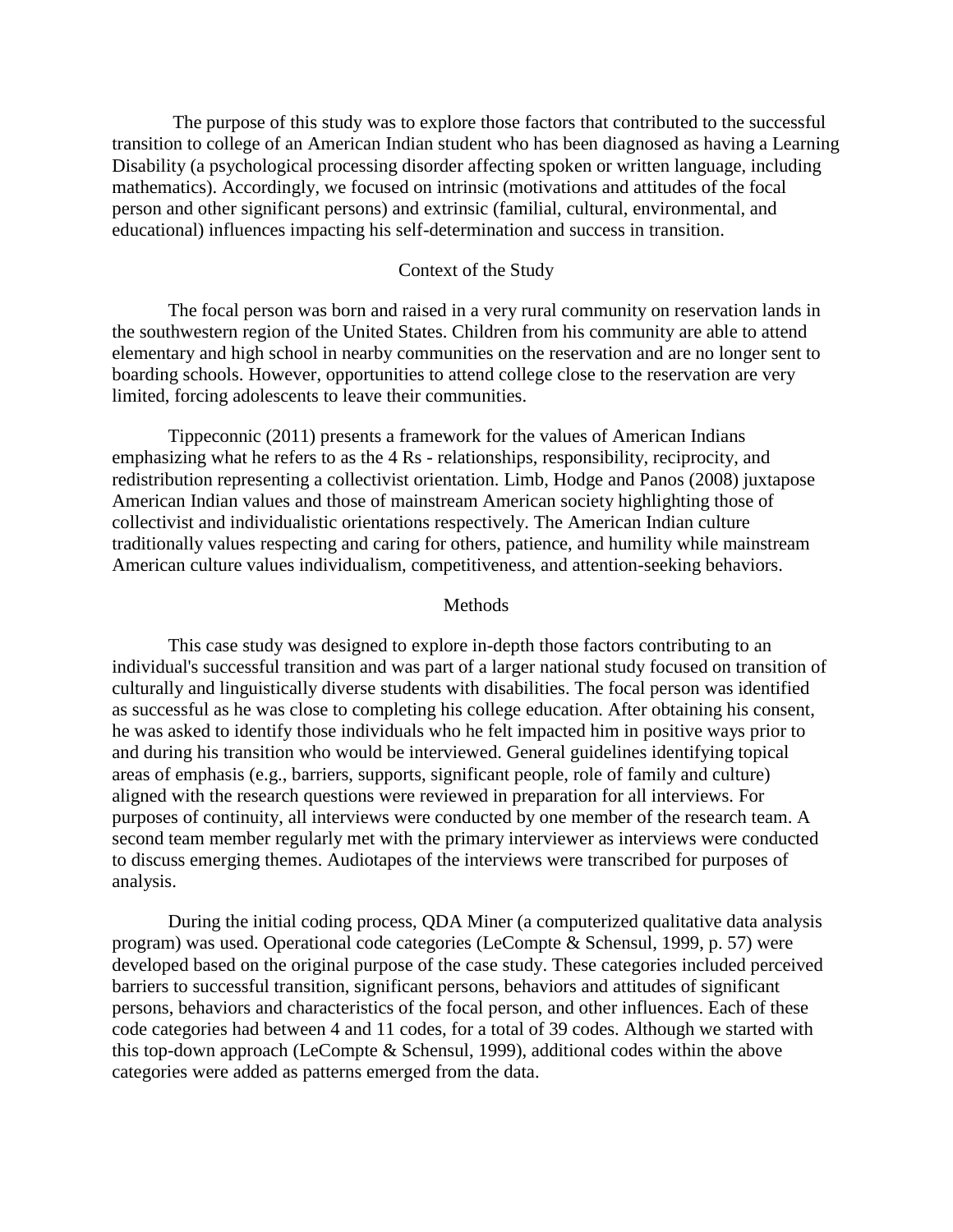The purpose of this study was to explore those factors that contributed to the successful transition to college of an American Indian student who has been diagnosed as having a Learning Disability (a psychological processing disorder affecting spoken or written language, including mathematics). Accordingly, we focused on intrinsic (motivations and attitudes of the focal person and other significant persons) and extrinsic (familial, cultural, environmental, and educational) influences impacting his self-determination and success in transition.

## Context of the Study

The focal person was born and raised in a very rural community on reservation lands in the southwestern region of the United States. Children from his community are able to attend elementary and high school in nearby communities on the reservation and are no longer sent to boarding schools. However, opportunities to attend college close to the reservation are very limited, forcing adolescents to leave their communities.

Tippeconnic (2011) presents a framework for the values of American Indians emphasizing what he refers to as the 4 Rs - relationships, responsibility, reciprocity, and redistribution representing a collectivist orientation. Limb, Hodge and Panos (2008) juxtapose American Indian values and those of mainstream American society highlighting those of collectivist and individualistic orientations respectively. The American Indian culture traditionally values respecting and caring for others, patience, and humility while mainstream American culture values individualism, competitiveness, and attention-seeking behaviors.

## Methods

This case study was designed to explore in-depth those factors contributing to an individual's successful transition and was part of a larger national study focused on transition of culturally and linguistically diverse students with disabilities. The focal person was identified as successful as he was close to completing his college education. After obtaining his consent, he was asked to identify those individuals who he felt impacted him in positive ways prior to and during his transition who would be interviewed. General guidelines identifying topical areas of emphasis (e.g., barriers, supports, significant people, role of family and culture) aligned with the research questions were reviewed in preparation for all interviews. For purposes of continuity, all interviews were conducted by one member of the research team. A second team member regularly met with the primary interviewer as interviews were conducted to discuss emerging themes. Audiotapes of the interviews were transcribed for purposes of analysis.

During the initial coding process, QDA Miner (a computerized qualitative data analysis program) was used. Operational code categories (LeCompte & Schensul, 1999, p. 57) were developed based on the original purpose of the case study. These categories included perceived barriers to successful transition, significant persons, behaviors and attitudes of significant persons, behaviors and characteristics of the focal person, and other influences. Each of these code categories had between 4 and 11 codes, for a total of 39 codes. Although we started with this top-down approach (LeCompte & Schensul, 1999), additional codes within the above categories were added as patterns emerged from the data.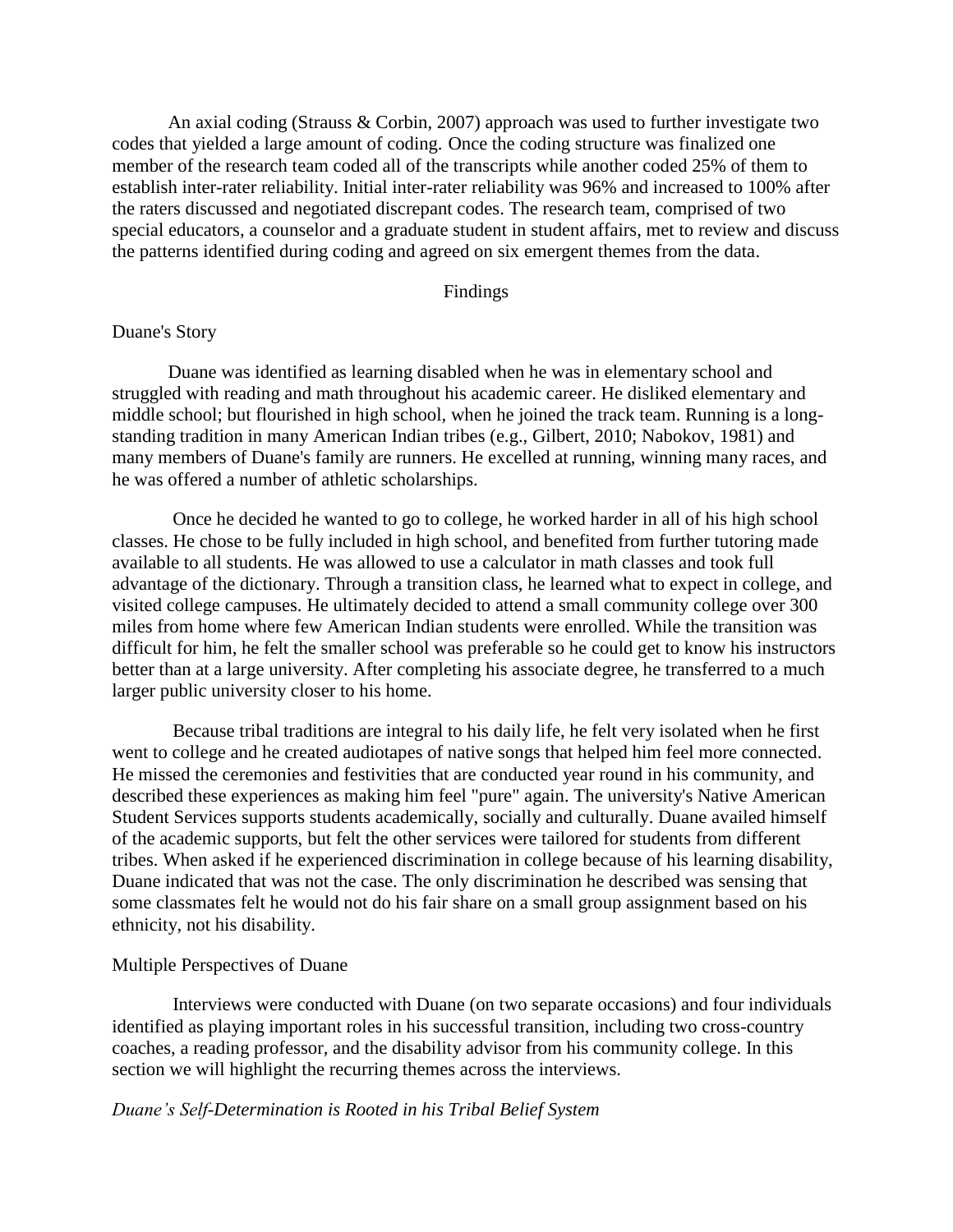An axial coding (Strauss & Corbin, 2007) approach was used to further investigate two codes that yielded a large amount of coding. Once the coding structure was finalized one member of the research team coded all of the transcripts while another coded 25% of them to establish inter-rater reliability. Initial inter-rater reliability was 96% and increased to 100% after the raters discussed and negotiated discrepant codes. The research team, comprised of two special educators, a counselor and a graduate student in student affairs, met to review and discuss the patterns identified during coding and agreed on six emergent themes from the data.

## Findings

### Duane's Story

Duane was identified as learning disabled when he was in elementary school and struggled with reading and math throughout his academic career. He disliked elementary and middle school; but flourished in high school, when he joined the track team. Running is a long-standing tradition in many American Indian tribes (e.g., Gilbert, 2010; Nabokov, 1981) and many members of Duane's family are runners. He excelled at running, winning many races, and he was offered a number of athletic scholarships.

Once he decided he wanted to go to college, he worked harder in all of his high school classes. He chose to be fully included in high school, and benefited from further tutoring made available to all students. He was allowed to use a calculator in math classes and took full advantage of the dictionary. Through a transition class, he learned what to expect in college, and visited college campuses. He ultimately decided to attend a small community college over 300 miles from home where few American Indian students were enrolled. While the transition was difficult for him, he felt the smaller school was preferable so he could get to know his instructors better than at a large university. After completing his associate degree, he transferred to a much larger public university closer to his home.

Because tribal traditions are integral to his daily life, he felt very isolated when he first went to college and he created audiotapes of native songs that helped him feel more connected. He missed the ceremonies and festivities that are conducted year round in his community, and described these experiences as making him feel "pure" again. The university's Native American Student Services supports students academically, socially and culturally. Duane availed himself of the academic supports, but felt the other services were tailored for students from different tribes. When asked if he experienced discrimination in college because of his learning disability, Duane indicated that was not the case. The only discrimination he described was sensing that some classmates felt he would not do his fair share on a small group assignment based on his ethnicity, not his disability.

### Multiple Perspectives of Duane

Interviews were conducted with Duane (on two separate occasions) and four individuals identified as playing important roles in his successful transition, including two cross-country coaches, a reading professor, and the disability advisor from his community college. In this section we will highlight the recurring themes across the interviews.

#### *Duane's Self-Determination is Rooted in his Tribal Belief System*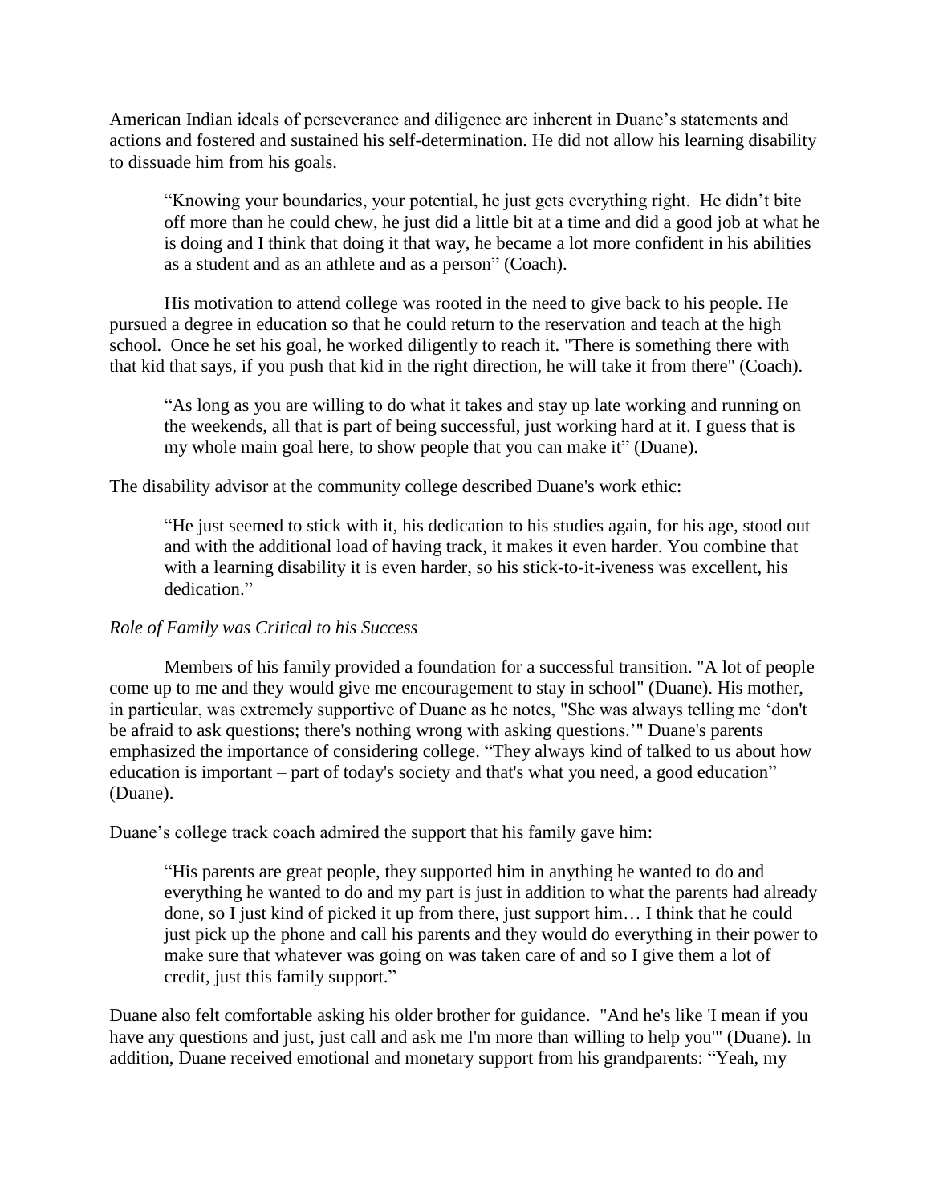American Indian ideals of perseverance and diligence are inherent in Duane's statements and actions and fostered and sustained his self-determination. He did not allow his learning disability to dissuade him from his goals.

> "Knowing your boundaries, your potential, he just gets everything right. He didn't bite off more than he could chew, he just did a little bit at a time and did a good job at what he is doing and I think that doing it that way, he became a lot more confident in his abilities as a student and as an athlete and as a person" (Coach).

His motivation to attend college was rooted in the need to give back to his people. He pursued a degree in education so that he could return to the reservation and teach at the high school. Once he set his goal, he worked diligently to reach it. "There is something there with that kid that says, if you push that kid in the right direction, he will take it from there" (Coach).

> "As long as you are willing to do what it takes and stay up late working and running on the weekends, all that is part of being successful, just working hard at it. I guess that is my whole main goal here, to show people that you can make it" (Duane).

The disability advisor at the community college described Duane's work ethic:

> "He just seemed to stick with it, his dedication to his studies again, for his age, stood out and with the additional load of having track, it makes it even harder. You combine that with a learning disability it is even harder, so his stick-to-it-iveness was excellent, his dedication."

*Role of Family was Critical to his Success*

Members of his family provided a foundation for a successful transition. "A lot of people come up to me and they would give me encouragement to stay in school" (Duane). His mother, in particular, was extremely supportive of Duane as he notes, "She was always telling me 'don't be afraid to ask questions; there's nothing wrong with asking questions.'" Duane's parents emphasized the importance of considering college. "They always kind of talked to us about how education is important – part of today's society and that's what you need, a good education" (Duane).

Duane's college track coach admired the support that his family gave him:

> "His parents are great people, they supported him in anything he wanted to do and everything he wanted to do and my part is just in addition to what the parents had already done, so I just kind of picked it up from there, just support him… I think that he could just pick up the phone and call his parents and they would do everything in their power to make sure that whatever was going on was taken care of and so I give them a lot of credit, just this family support."

Duane also felt comfortable asking his older brother for guidance. "And he's like 'I mean if you have any questions and just, just call and ask me I'm more than willing to help you'" (Duane). In addition, Duane received emotional and monetary support from his grandparents: "Yeah, my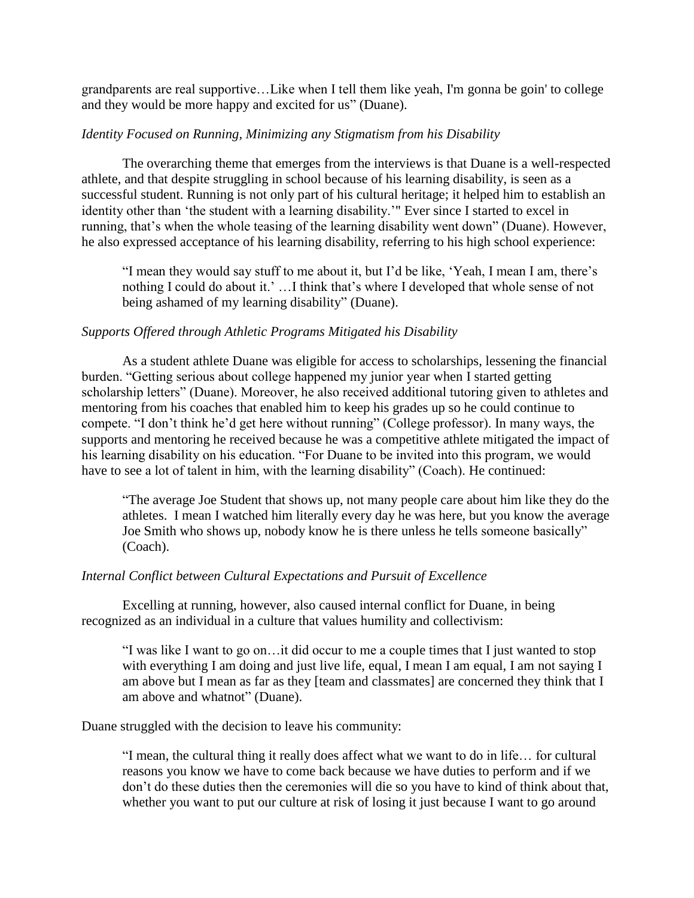grandparents are real supportive…Like when I tell them like yeah, I'm gonna be goin' to college and they would be more happy and excited for us" (Duane).

*Identity Focused on Running, Minimizing any Stigmatism from his Disability*

The overarching theme that emerges from the interviews is that Duane is a well-respected athlete, and that despite struggling in school because of his learning disability, is seen as a successful student. Running is not only part of his cultural heritage; it helped him to establish an identity other than 'the student with a learning disability.'" Ever since I started to excel in running, that's when the whole teasing of the learning disability went down" (Duane). However, he also expressed acceptance of his learning disability, referring to his high school experience:

> "I mean they would say stuff to me about it, but I'd be like, 'Yeah, I mean I am, there's nothing I could do about it.' …I think that's where I developed that whole sense of not being ashamed of my learning disability" (Duane).

*Supports Offered through Athletic Programs Mitigated his Disability*

As a student athlete Duane was eligible for access to scholarships, lessening the financial burden. "Getting serious about college happened my junior year when I started getting scholarship letters" (Duane). Moreover, he also received additional tutoring given to athletes and mentoring from his coaches that enabled him to keep his grades up so he could continue to compete. "I don't think he'd get here without running" (College professor). In many ways, the supports and mentoring he received because he was a competitive athlete mitigated the impact of his learning disability on his education. "For Duane to be invited into this program, we would have to see a lot of talent in him, with the learning disability" (Coach). He continued:

> "The average Joe Student that shows up, not many people care about him like they do the athletes. I mean I watched him literally every day he was here, but you know the average Joe Smith who shows up, nobody know he is there unless he tells someone basically" (Coach).

*Internal Conflict between Cultural Expectations and Pursuit of Excellence*

Excelling at running, however, also caused internal conflict for Duane, in being recognized as an individual in a culture that values humility and collectivism:

> "I was like I want to go on…it did occur to me a couple times that I just wanted to stop with everything I am doing and just live life, equal, I mean I am equal, I am not saying I am above but I mean as far as they [team and classmates] are concerned they think that I am above and whatnot" (Duane).

Duane struggled with the decision to leave his community:

> "I mean, the cultural thing it really does affect what we want to do in life… for cultural reasons you know we have to come back because we have duties to perform and if we don't do these duties then the ceremonies will die so you have to kind of think about that, whether you want to put our culture at risk of losing it just because I want to go around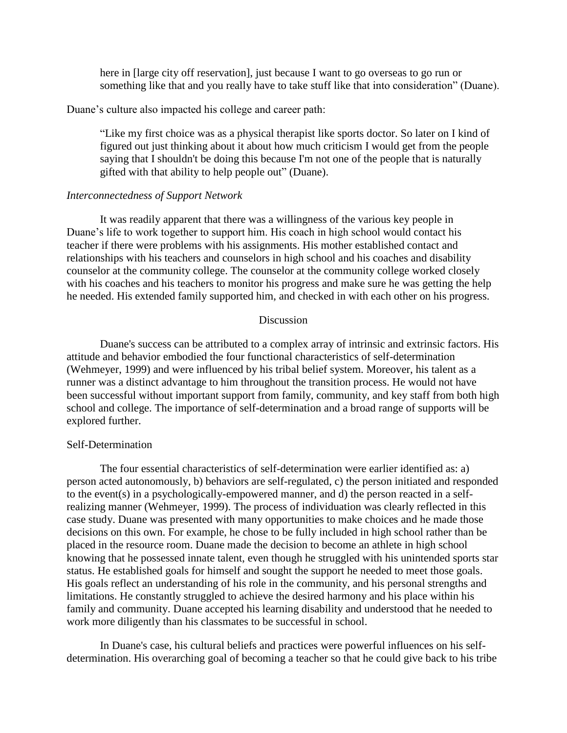> here in [large city off reservation], just because I want to go overseas to go run or something like that and you really have to take stuff like that into consideration" (Duane).

Duane's culture also impacted his college and career path:

> "Like my first choice was as a physical therapist like sports doctor. So later on I kind of figured out just thinking about it about how much criticism I would get from the people saying that I shouldn't be doing this because I'm not one of the people that is naturally gifted with that ability to help people out" (Duane).

*Interconnectedness of Support Network*

It was readily apparent that there was a willingness of the various key people in Duane's life to work together to support him. His coach in high school would contact his teacher if there were problems with his assignments. His mother established contact and relationships with his teachers and counselors in high school and his coaches and disability counselor at the community college. The counselor at the community college worked closely with his coaches and his teachers to monitor his progress and make sure he was getting the help he needed. His extended family supported him, and checked in with each other on his progress.

## Discussion

Duane's success can be attributed to a complex array of intrinsic and extrinsic factors. His attitude and behavior embodied the four functional characteristics of self-determination (Wehmeyer, 1999) and were influenced by his tribal belief system. Moreover, his talent as a runner was a distinct advantage to him throughout the transition process. He would not have been successful without important support from family, community, and key staff from both high school and college. The importance of self-determination and a broad range of supports will be explored further.

### Self-Determination

The four essential characteristics of self-determination were earlier identified as: a) person acted autonomously, b) behaviors are self-regulated, c) the person initiated and responded to the event(s) in a psychologically-empowered manner, and d) the person reacted in a self-realizing manner (Wehmeyer, 1999). The process of individuation was clearly reflected in this case study. Duane was presented with many opportunities to make choices and he made those decisions on this own. For example, he chose to be fully included in high school rather than be placed in the resource room. Duane made the decision to become an athlete in high school knowing that he possessed innate talent, even though he struggled with his unintended sports star status. He established goals for himself and sought the support he needed to meet those goals. His goals reflect an understanding of his role in the community, and his personal strengths and limitations. He constantly struggled to achieve the desired harmony and his place within his family and community. Duane accepted his learning disability and understood that he needed to work more diligently than his classmates to be successful in school.

In Duane's case, his cultural beliefs and practices were powerful influences on his self-determination. His overarching goal of becoming a teacher so that he could give back to his tribe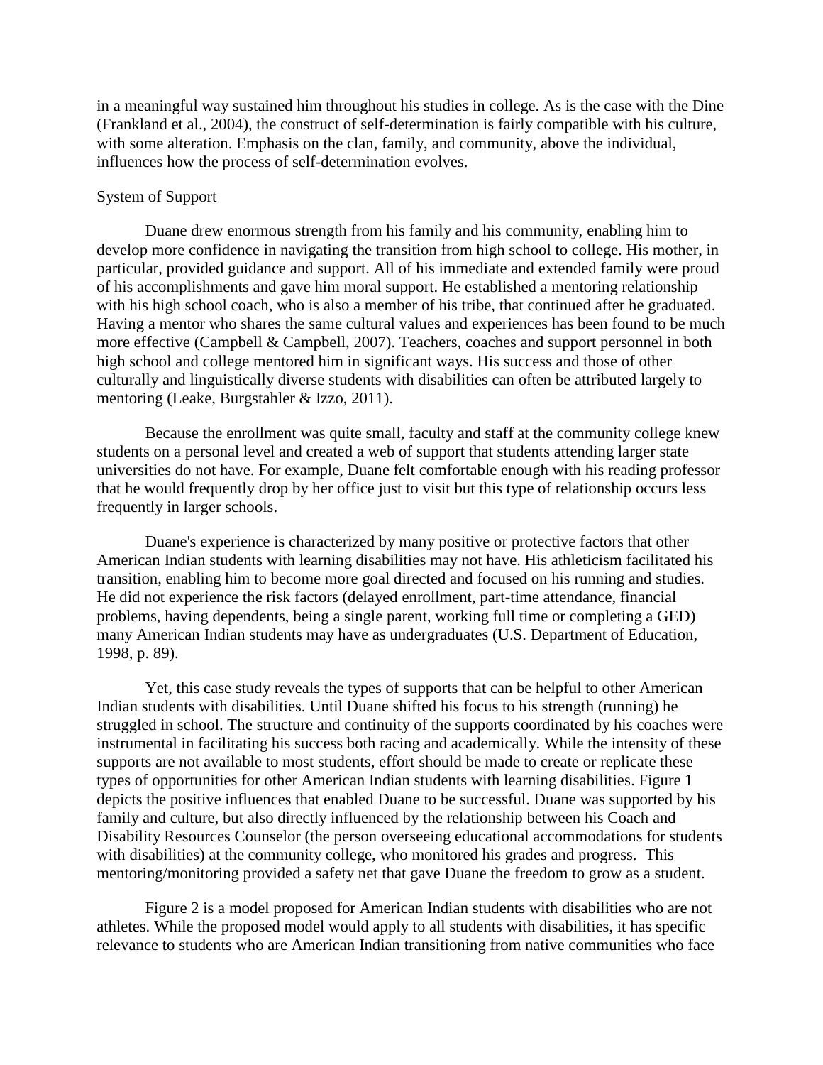in a meaningful way sustained him throughout his studies in college. As is the case with the Dine (Frankland et al., 2004), the construct of self-determination is fairly compatible with his culture, with some alteration. Emphasis on the clan, family, and community, above the individual, influences how the process of self-determination evolves.

## System of Support

Duane drew enormous strength from his family and his community, enabling him to develop more confidence in navigating the transition from high school to college. His mother, in particular, provided guidance and support. All of his immediate and extended family were proud of his accomplishments and gave him moral support. He established a mentoring relationship with his high school coach, who is also a member of his tribe, that continued after he graduated. Having a mentor who shares the same cultural values and experiences has been found to be much more effective (Campbell & Campbell, 2007). Teachers, coaches and support personnel in both high school and college mentored him in significant ways. His success and those of other culturally and linguistically diverse students with disabilities can often be attributed largely to mentoring (Leake, Burgstahler & Izzo, 2011).

Because the enrollment was quite small, faculty and staff at the community college knew students on a personal level and created a web of support that students attending larger state universities do not have. For example, Duane felt comfortable enough with his reading professor that he would frequently drop by her office just to visit but this type of relationship occurs less frequently in larger schools.

Duane's experience is characterized by many positive or protective factors that other American Indian students with learning disabilities may not have. His athleticism facilitated his transition, enabling him to become more goal directed and focused on his running and studies. He did not experience the risk factors (delayed enrollment, part-time attendance, financial problems, having dependents, being a single parent, working full time or completing a GED) many American Indian students may have as undergraduates (U.S. Department of Education, 1998, p. 89).

Yet, this case study reveals the types of supports that can be helpful to other American Indian students with disabilities. Until Duane shifted his focus to his strength (running) he struggled in school. The structure and continuity of the supports coordinated by his coaches were instrumental in facilitating his success both racing and academically. While the intensity of these supports are not available to most students, effort should be made to create or replicate these types of opportunities for other American Indian students with learning disabilities. Figure 1 depicts the positive influences that enabled Duane to be successful. Duane was supported by his family and culture, but also directly influenced by the relationship between his Coach and Disability Resources Counselor (the person overseeing educational accommodations for students with disabilities) at the community college, who monitored his grades and progress. This mentoring/monitoring provided a safety net that gave Duane the freedom to grow as a student.

Figure 2 is a model proposed for American Indian students with disabilities who are not athletes. While the proposed model would apply to all students with disabilities, it has specific relevance to students who are American Indian transitioning from native communities who face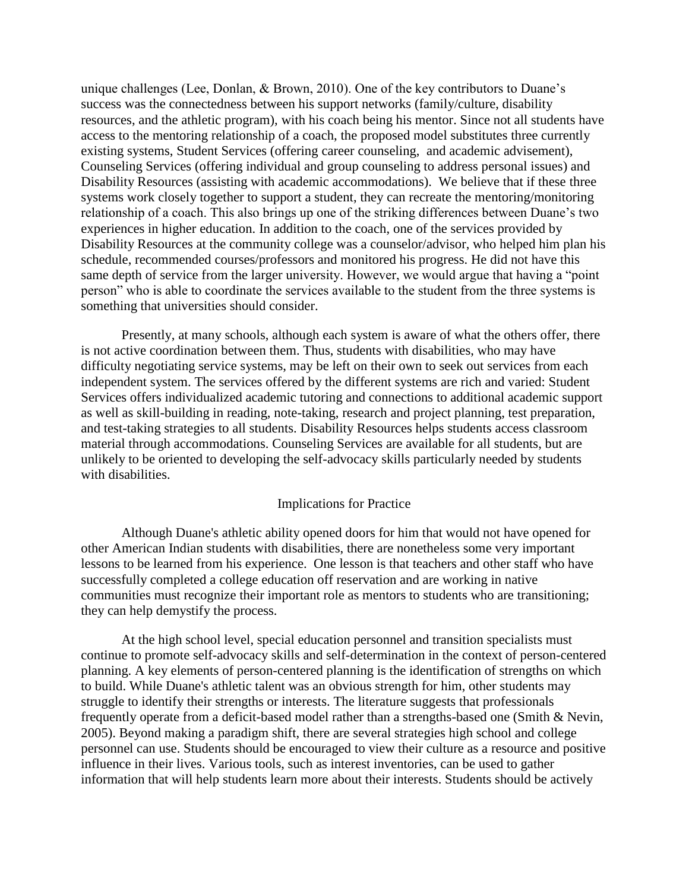unique challenges (Lee, Donlan, & Brown, 2010). One of the key contributors to Duane's success was the connectedness between his support networks (family/culture, disability resources, and the athletic program), with his coach being his mentor. Since not all students have access to the mentoring relationship of a coach, the proposed model substitutes three currently existing systems, Student Services (offering career counseling, and academic advisement), Counseling Services (offering individual and group counseling to address personal issues) and Disability Resources (assisting with academic accommodations). We believe that if these three systems work closely together to support a student, they can recreate the mentoring/monitoring relationship of a coach. This also brings up one of the striking differences between Duane's two experiences in higher education. In addition to the coach, one of the services provided by Disability Resources at the community college was a counselor/advisor, who helped him plan his schedule, recommended courses/professors and monitored his progress. He did not have this same depth of service from the larger university. However, we would argue that having a "point person" who is able to coordinate the services available to the student from the three systems is something that universities should consider.

Presently, at many schools, although each system is aware of what the others offer, there is not active coordination between them. Thus, students with disabilities, who may have difficulty negotiating service systems, may be left on their own to seek out services from each independent system. The services offered by the different systems are rich and varied: Student Services offers individualized academic tutoring and connections to additional academic support as well as skill-building in reading, note-taking, research and project planning, test preparation, and test-taking strategies to all students. Disability Resources helps students access classroom material through accommodations. Counseling Services are available for all students, but are unlikely to be oriented to developing the self-advocacy skills particularly needed by students with disabilities.

## Implications for Practice

Although Duane's athletic ability opened doors for him that would not have opened for other American Indian students with disabilities, there are nonetheless some very important lessons to be learned from his experience. One lesson is that teachers and other staff who have successfully completed a college education off reservation and are working in native communities must recognize their important role as mentors to students who are transitioning; they can help demystify the process.

At the high school level, special education personnel and transition specialists must continue to promote self-advocacy skills and self-determination in the context of person-centered planning. A key elements of person-centered planning is the identification of strengths on which to build. While Duane's athletic talent was an obvious strength for him, other students may struggle to identify their strengths or interests. The literature suggests that professionals frequently operate from a deficit-based model rather than a strengths-based one (Smith & Nevin, 2005). Beyond making a paradigm shift, there are several strategies high school and college personnel can use. Students should be encouraged to view their culture as a resource and positive influence in their lives. Various tools, such as interest inventories, can be used to gather information that will help students learn more about their interests. Students should be actively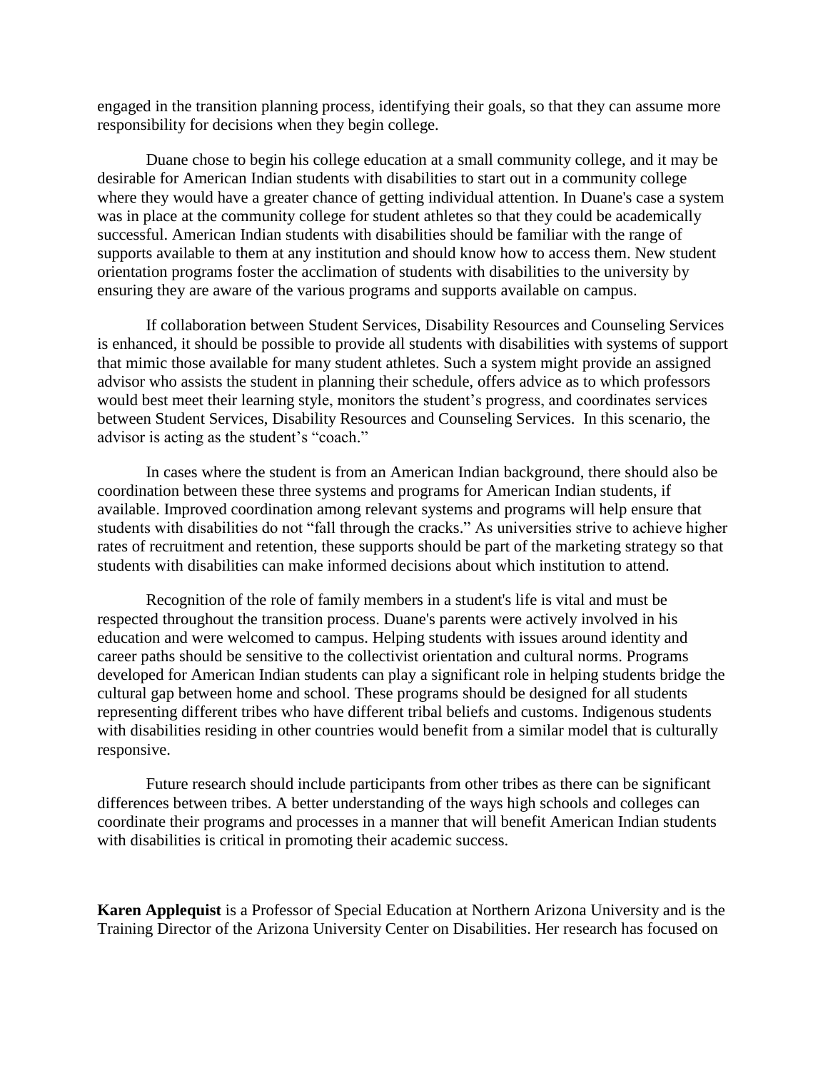engaged in the transition planning process, identifying their goals, so that they can assume more responsibility for decisions when they begin college.

Duane chose to begin his college education at a small community college, and it may be desirable for American Indian students with disabilities to start out in a community college where they would have a greater chance of getting individual attention. In Duane's case a system was in place at the community college for student athletes so that they could be academically successful. American Indian students with disabilities should be familiar with the range of supports available to them at any institution and should know how to access them. New student orientation programs foster the acclimation of students with disabilities to the university by ensuring they are aware of the various programs and supports available on campus.

If collaboration between Student Services, Disability Resources and Counseling Services is enhanced, it should be possible to provide all students with disabilities with systems of support that mimic those available for many student athletes. Such a system might provide an assigned advisor who assists the student in planning their schedule, offers advice as to which professors would best meet their learning style, monitors the student's progress, and coordinates services between Student Services, Disability Resources and Counseling Services. In this scenario, the advisor is acting as the student's "coach."

In cases where the student is from an American Indian background, there should also be coordination between these three systems and programs for American Indian students, if available. Improved coordination among relevant systems and programs will help ensure that students with disabilities do not "fall through the cracks." As universities strive to achieve higher rates of recruitment and retention, these supports should be part of the marketing strategy so that students with disabilities can make informed decisions about which institution to attend.

Recognition of the role of family members in a student's life is vital and must be respected throughout the transition process. Duane's parents were actively involved in his education and were welcomed to campus. Helping students with issues around identity and career paths should be sensitive to the collectivist orientation and cultural norms. Programs developed for American Indian students can play a significant role in helping students bridge the cultural gap between home and school. These programs should be designed for all students representing different tribes who have different tribal beliefs and customs. Indigenous students with disabilities residing in other countries would benefit from a similar model that is culturally responsive.

Future research should include participants from other tribes as there can be significant differences between tribes. A better understanding of the ways high schools and colleges can coordinate their programs and processes in a manner that will benefit American Indian students with disabilities is critical in promoting their academic success.

**Karen Applequist** is a Professor of Special Education at Northern Arizona University and is the Training Director of the Arizona University Center on Disabilities. Her research has focused on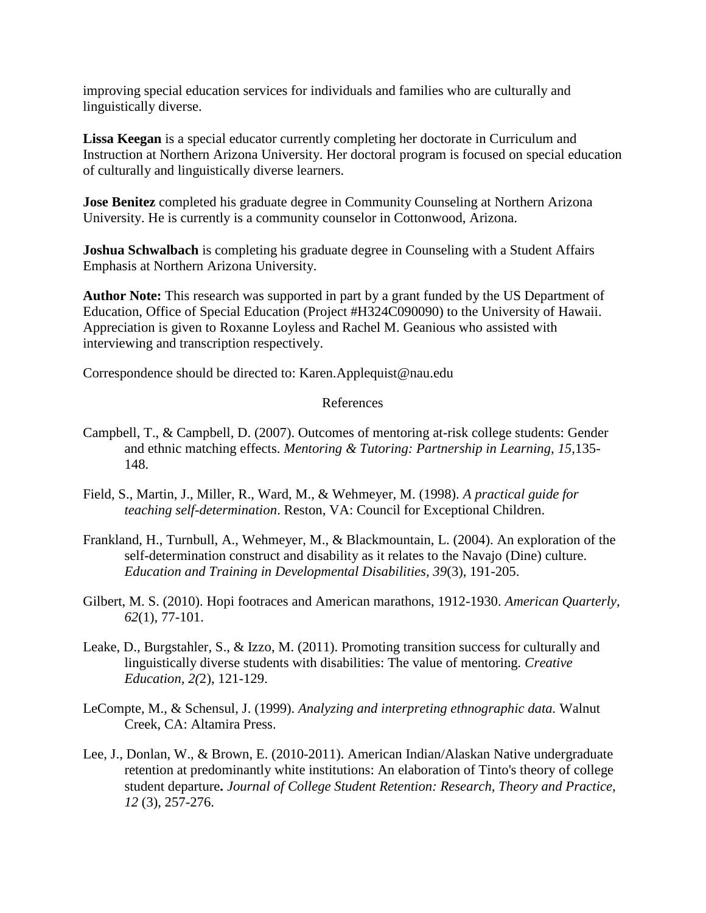improving special education services for individuals and families who are culturally and linguistically diverse.

**Lissa Keegan** is a special educator currently completing her doctorate in Curriculum and Instruction at Northern Arizona University. Her doctoral program is focused on special education of culturally and linguistically diverse learners.

**Jose Benitez** completed his graduate degree in Community Counseling at Northern Arizona University. He is currently is a community counselor in Cottonwood, Arizona.

**Joshua Schwalbach** is completing his graduate degree in Counseling with a Student Affairs Emphasis at Northern Arizona University.

**Author Note:** This research was supported in part by a grant funded by the US Department of Education, Office of Special Education (Project #H324C090090) to the University of Hawaii. Appreciation is given to Roxanne Loyless and Rachel M. Geanious who assisted with interviewing and transcription respectively.

Correspondence should be directed to: Karen.Applequist@nau.edu

## References

Campbell, T., & Campbell, D. (2007). Outcomes of mentoring at-risk college students: Gender and ethnic matching effects. *Mentoring & Tutoring: Partnership in Learning, 15,*135-148.

Field, S., Martin, J., Miller, R., Ward, M., & Wehmeyer, M. (1998). *A practical guide for teaching self-determination*. Reston, VA: Council for Exceptional Children.

Frankland, H., Turnbull, A., Wehmeyer, M., & Blackmountain, L. (2004). An exploration of the self-determination construct and disability as it relates to the Navajo (Dine) culture. *Education and Training in Developmental Disabilities, 39*(3), 191-205.

Gilbert, M. S. (2010). Hopi footraces and American marathons, 1912-1930. *American Quarterly, 62*(1), 77-101.

Leake, D., Burgstahler, S., & Izzo, M. (2011). Promoting transition success for culturally and linguistically diverse students with disabilities: The value of mentoring. *Creative Education, 2(*2), 121-129.

LeCompte, M., & Schensul, J. (1999). *Analyzing and interpreting ethnographic data.* Walnut Creek, CA: Altamira Press.

Lee, J., Donlan, W., & Brown, E. (2010-2011). American Indian/Alaskan Native undergraduate retention at predominantly white institutions: An elaboration of Tinto's theory of college student departure**.** *Journal of College Student Retention: Research, Theory and Practice, 12* (3), 257-276.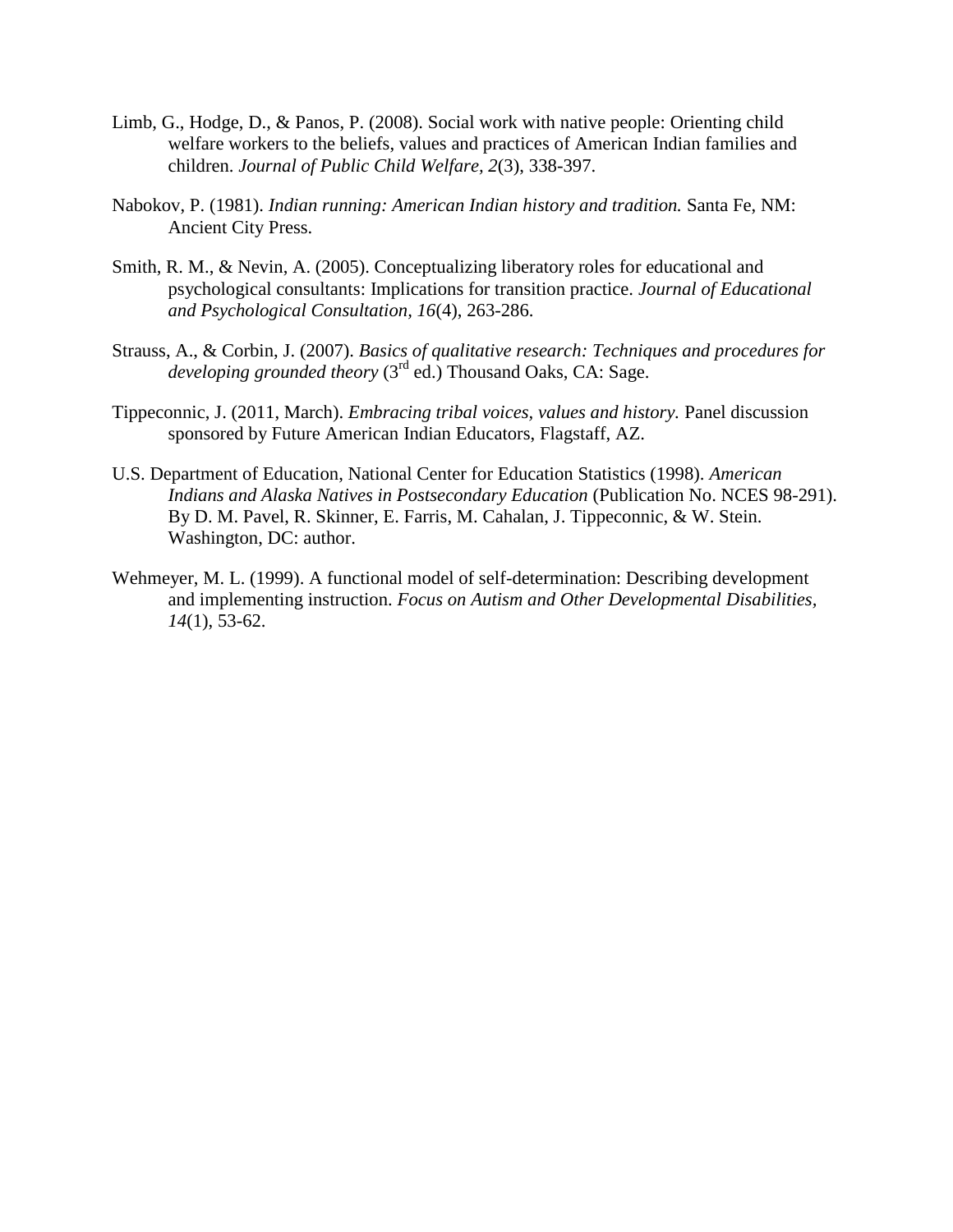Limb, G., Hodge, D., & Panos, P. (2008). Social work with native people: Orienting child welfare workers to the beliefs, values and practices of American Indian families and children. *Journal of Public Child Welfare, 2*(3), 338-397.

Nabokov, P. (1981). *Indian running: American Indian history and tradition.* Santa Fe, NM: Ancient City Press.

Smith, R. M., & Nevin, A. (2005). Conceptualizing liberatory roles for educational and psychological consultants: Implications for transition practice. *Journal of Educational and Psychological Consultation*, *16*(4), 263-286.

Strauss, A., & Corbin, J. (2007). *Basics of qualitative research: Techniques and procedures for developing grounded theory* (3rd ed.) Thousand Oaks, CA: Sage.

Tippeconnic, J. (2011, March). *Embracing tribal voices, values and history.* Panel discussion sponsored by Future American Indian Educators, Flagstaff, AZ.

U.S. Department of Education, National Center for Education Statistics (1998). *American Indians and Alaska Natives in Postsecondary Education* (Publication No. NCES 98-291). By D. M. Pavel, R. Skinner, E. Farris, M. Cahalan, J. Tippeconnic, & W. Stein. Washington, DC: author.

Wehmeyer, M. L. (1999). A functional model of self-determination: Describing development and implementing instruction. *Focus on Autism and Other Developmental Disabilities, 14*(1), 53-62.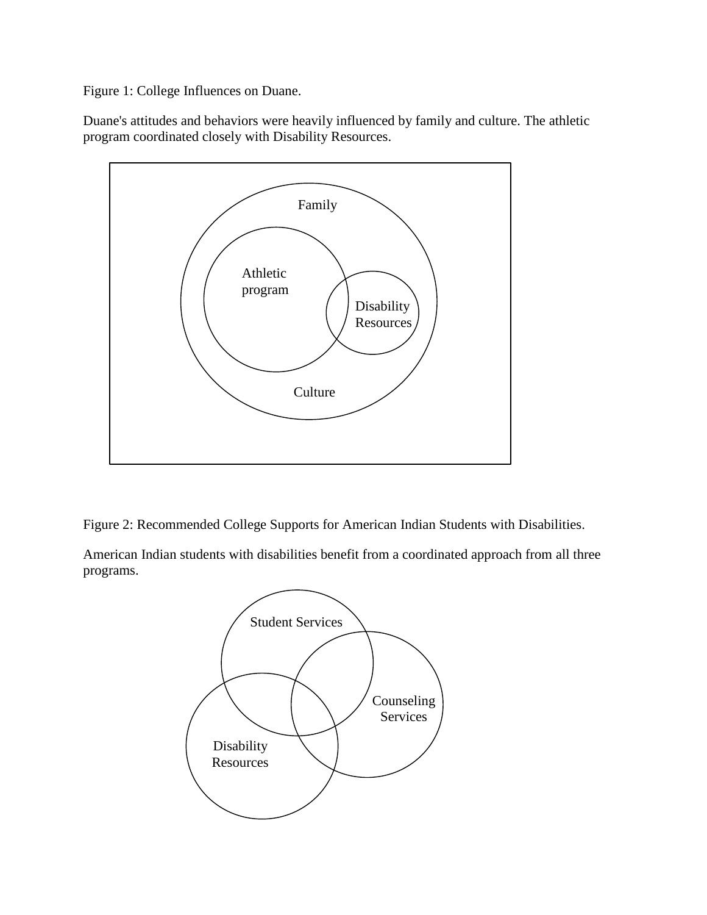Figure 1: College Influences on Duane.

Duane's attitudes and behaviors were heavily influenced by family and culture. The athletic program coordinated closely with Disability Resources.

Family

Athletic program

Disability Resources

Culture

Figure 2: Recommended College Supports for American Indian Students with Disabilities.

American Indian students with disabilities benefit from a coordinated approach from all three programs.

Student Services

Counseling Services

Disability Resources